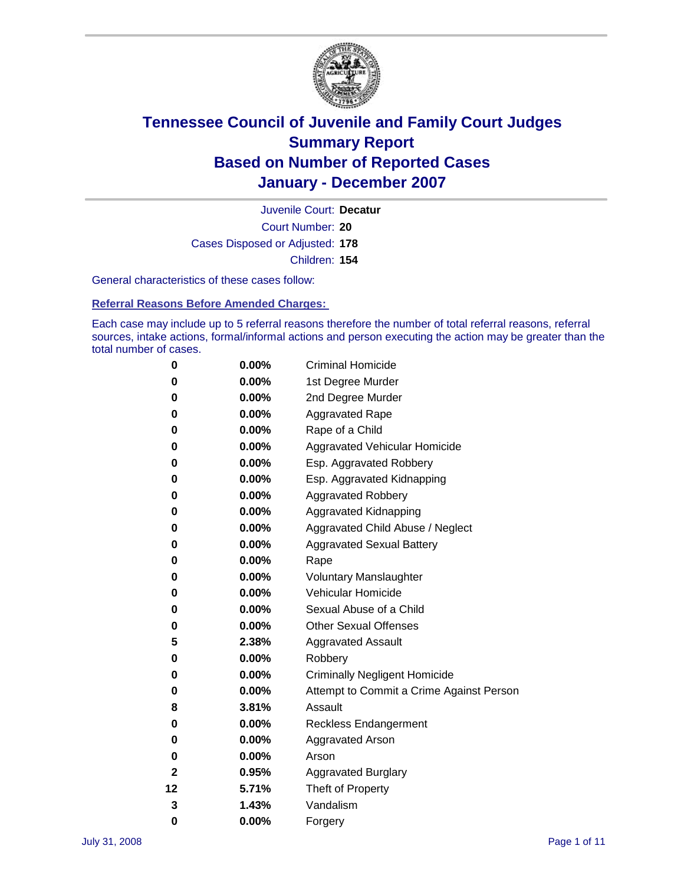# Tennessee Council of Juvenile and Family Court Judges
# Summary Report
# Based on Number of Reported Cases
# January - December 2007

Juvenile Court: **Decatur**

Court Number: **20**

Cases Disposed or Adjusted: **178**

Children: **154**

General characteristics of these cases follow:

## Referral Reasons Before Amended Charges:

Each case may include up to 5 referral reasons therefore the number of total referral reasons, referral sources, intake actions, formal/informal actions and person executing the action may be greater than the total number of cases.

| Count | Percent | Referral Reason |
|---|---|---|
| 0 | 0.00% | Criminal Homicide |
| 0 | 0.00% | 1st Degree Murder |
| 0 | 0.00% | 2nd Degree Murder |
| 0 | 0.00% | Aggravated Rape |
| 0 | 0.00% | Rape of a Child |
| 0 | 0.00% | Aggravated Vehicular Homicide |
| 0 | 0.00% | Esp. Aggravated Robbery |
| 0 | 0.00% | Esp. Aggravated Kidnapping |
| 0 | 0.00% | Aggravated Robbery |
| 0 | 0.00% | Aggravated Kidnapping |
| 0 | 0.00% | Aggravated Child Abuse / Neglect |
| 0 | 0.00% | Aggravated Sexual Battery |
| 0 | 0.00% | Rape |
| 0 | 0.00% | Voluntary Manslaughter |
| 0 | 0.00% | Vehicular Homicide |
| 0 | 0.00% | Sexual Abuse of a Child |
| 0 | 0.00% | Other Sexual Offenses |
| 5 | 2.38% | Aggravated Assault |
| 0 | 0.00% | Robbery |
| 0 | 0.00% | Criminally Negligent Homicide |
| 0 | 0.00% | Attempt to Commit a Crime Against Person |
| 8 | 3.81% | Assault |
| 0 | 0.00% | Reckless Endangerment |
| 0 | 0.00% | Aggravated Arson |
| 0 | 0.00% | Arson |
| 2 | 0.95% | Aggravated Burglary |
| 12 | 5.71% | Theft of Property |
| 3 | 1.43% | Vandalism |
| 0 | 0.00% | Forgery |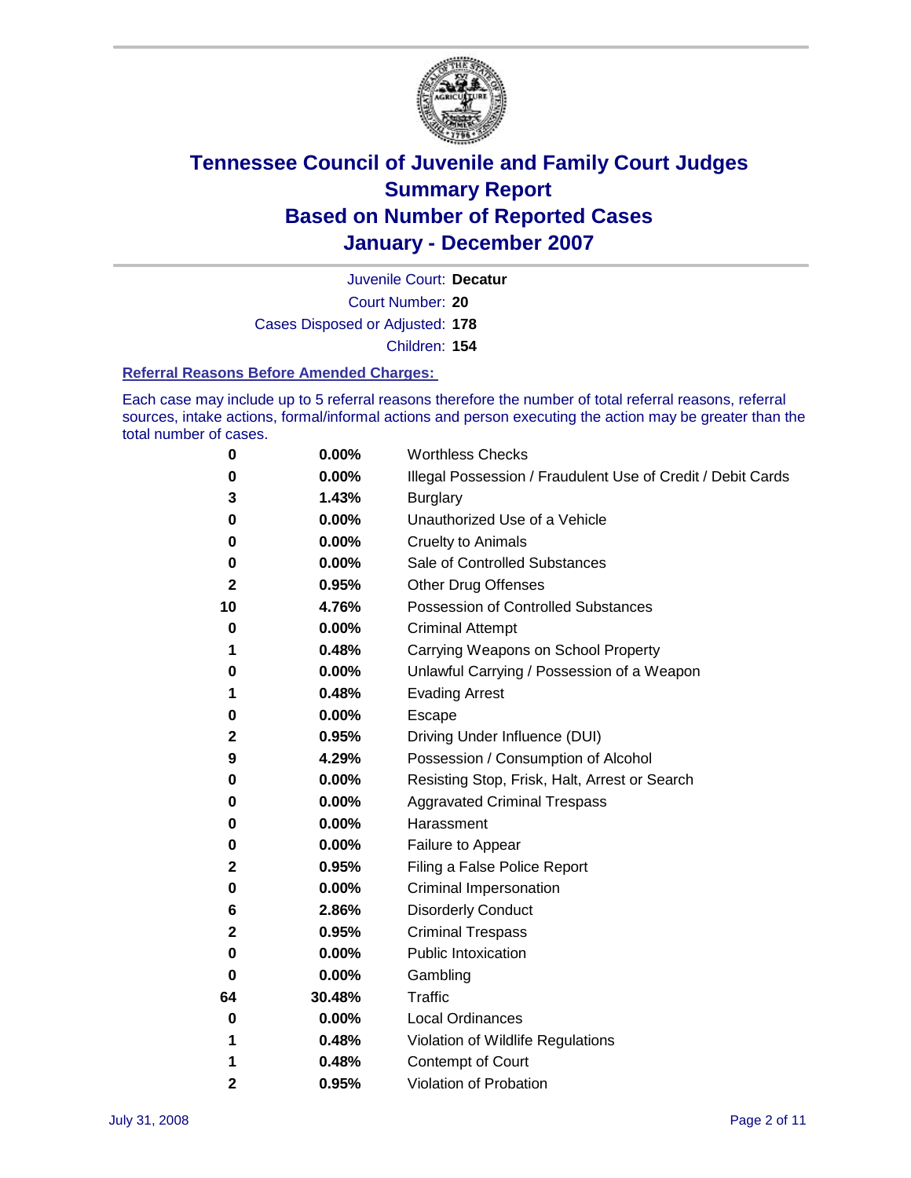# Tennessee Council of Juvenile and Family Court Judges
# Summary Report
# Based on Number of Reported Cases
# January - December 2007

Juvenile Court: **Decatur**

Court Number: **20**

Cases Disposed or Adjusted: **178**

Children: **154**

### Referral Reasons Before Amended Charges:

Each case may include up to 5 referral reasons therefore the number of total referral reasons, referral sources, intake actions, formal/informal actions and person executing the action may be greater than the total number of cases.

| Count | Percent | Referral Reason |
|---|---|---|
| 0 | 0.00% | Worthless Checks |
| 0 | 0.00% | Illegal Possession / Fraudulent Use of Credit / Debit Cards |
| 3 | 1.43% | Burglary |
| 0 | 0.00% | Unauthorized Use of a Vehicle |
| 0 | 0.00% | Cruelty to Animals |
| 0 | 0.00% | Sale of Controlled Substances |
| 2 | 0.95% | Other Drug Offenses |
| 10 | 4.76% | Possession of Controlled Substances |
| 0 | 0.00% | Criminal Attempt |
| 1 | 0.48% | Carrying Weapons on School Property |
| 0 | 0.00% | Unlawful Carrying / Possession of a Weapon |
| 1 | 0.48% | Evading Arrest |
| 0 | 0.00% | Escape |
| 2 | 0.95% | Driving Under Influence (DUI) |
| 9 | 4.29% | Possession / Consumption of Alcohol |
| 0 | 0.00% | Resisting Stop, Frisk, Halt, Arrest or Search |
| 0 | 0.00% | Aggravated Criminal Trespass |
| 0 | 0.00% | Harassment |
| 0 | 0.00% | Failure to Appear |
| 2 | 0.95% | Filing a False Police Report |
| 0 | 0.00% | Criminal Impersonation |
| 6 | 2.86% | Disorderly Conduct |
| 2 | 0.95% | Criminal Trespass |
| 0 | 0.00% | Public Intoxication |
| 0 | 0.00% | Gambling |
| 64 | 30.48% | Traffic |
| 0 | 0.00% | Local Ordinances |
| 1 | 0.48% | Violation of Wildlife Regulations |
| 1 | 0.48% | Contempt of Court |
| 2 | 0.95% | Violation of Probation |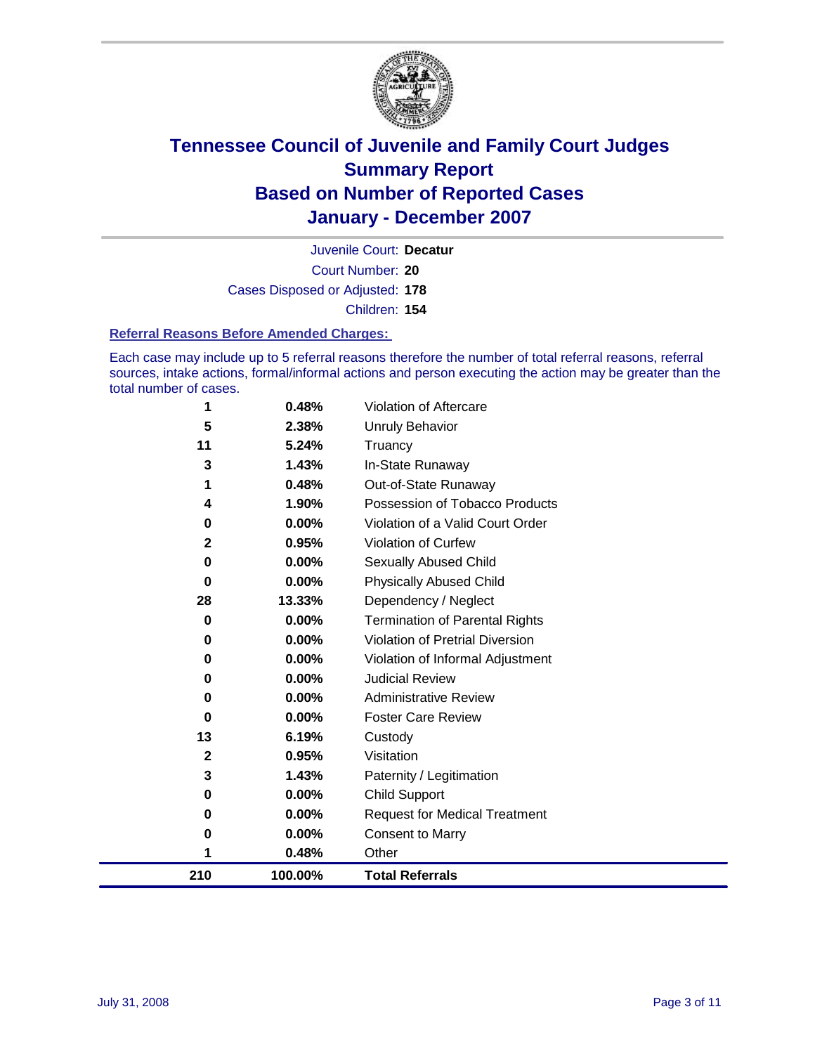# Tennessee Council of Juvenile and Family Court Judges
## Summary Report
## Based on Number of Reported Cases
## January - December 2007

Juvenile Court: **Decatur**

Court Number: **20**

Cases Disposed or Adjusted: **178**

Children: **154**

### Referral Reasons Before Amended Charges:

Each case may include up to 5 referral reasons therefore the number of total referral reasons, referral sources, intake actions, formal/informal actions and person executing the action may be greater than the total number of cases.

| Count | Percent | Referral Reason |
|---|---|---|
| 1 | 0.48% | Violation of Aftercare |
| 5 | 2.38% | Unruly Behavior |
| 11 | 5.24% | Truancy |
| 3 | 1.43% | In-State Runaway |
| 1 | 0.48% | Out-of-State Runaway |
| 4 | 1.90% | Possession of Tobacco Products |
| 0 | 0.00% | Violation of a Valid Court Order |
| 2 | 0.95% | Violation of Curfew |
| 0 | 0.00% | Sexually Abused Child |
| 0 | 0.00% | Physically Abused Child |
| 28 | 13.33% | Dependency / Neglect |
| 0 | 0.00% | Termination of Parental Rights |
| 0 | 0.00% | Violation of Pretrial Diversion |
| 0 | 0.00% | Violation of Informal Adjustment |
| 0 | 0.00% | Judicial Review |
| 0 | 0.00% | Administrative Review |
| 0 | 0.00% | Foster Care Review |
| 13 | 6.19% | Custody |
| 2 | 0.95% | Visitation |
| 3 | 1.43% | Paternity / Legitimation |
| 0 | 0.00% | Child Support |
| 0 | 0.00% | Request for Medical Treatment |
| 0 | 0.00% | Consent to Marry |
| 1 | 0.48% | Other |
| **210** | **100.00%** | **Total Referrals** |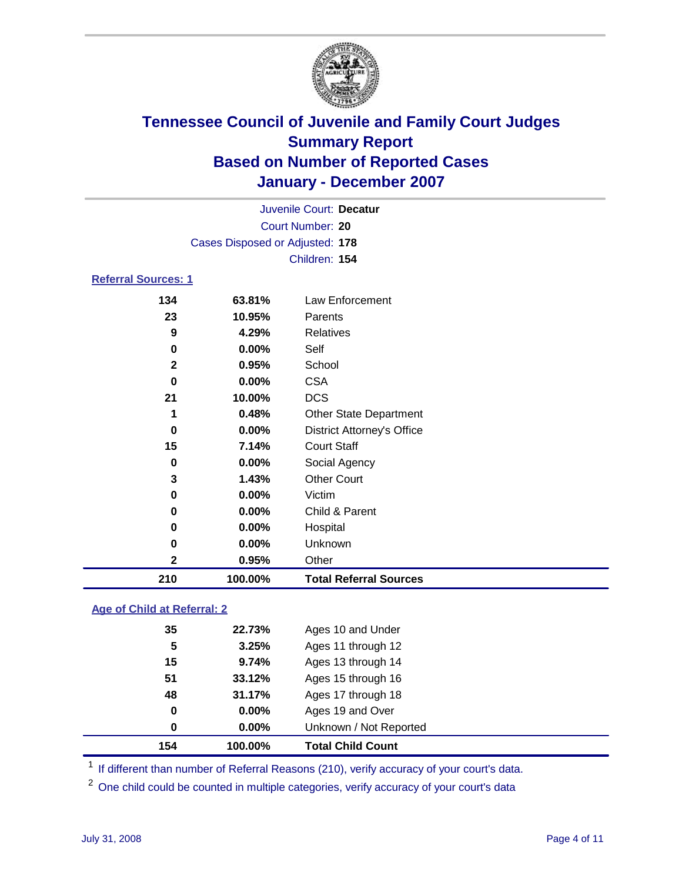# Tennessee Council of Juvenile and Family Court Judges
## Summary Report
## Based on Number of Reported Cases
## January - December 2007

Juvenile Court: **Decatur**
Court Number: **20**
Cases Disposed or Adjusted: **178**
Children: **154**

### Referral Sources: 1

| Count | Percent | Source |
|---|---|---|
| 134 | 63.81% | Law Enforcement |
| 23 | 10.95% | Parents |
| 9 | 4.29% | Relatives |
| 0 | 0.00% | Self |
| 2 | 0.95% | School |
| 0 | 0.00% | CSA |
| 21 | 10.00% | DCS |
| 1 | 0.48% | Other State Department |
| 0 | 0.00% | District Attorney's Office |
| 15 | 7.14% | Court Staff |
| 0 | 0.00% | Social Agency |
| 3 | 1.43% | Other Court |
| 0 | 0.00% | Victim |
| 0 | 0.00% | Child & Parent |
| 0 | 0.00% | Hospital |
| 0 | 0.00% | Unknown |
| 2 | 0.95% | Other |
| **210** | **100.00%** | **Total Referral Sources** |

### Age of Child at Referral: 2

| Count | Percent | Age |
|---|---|---|
| 35 | 22.73% | Ages 10 and Under |
| 5 | 3.25% | Ages 11 through 12 |
| 15 | 9.74% | Ages 13 through 14 |
| 51 | 33.12% | Ages 15 through 16 |
| 48 | 31.17% | Ages 17 through 18 |
| 0 | 0.00% | Ages 19 and Over |
| 0 | 0.00% | Unknown / Not Reported |
| **154** | **100.00%** | **Total Child Count** |

[1] If different than number of Referral Reasons (210), verify accuracy of your court's data.

[2] One child could be counted in multiple categories, verify accuracy of your court's data

July 31, 2008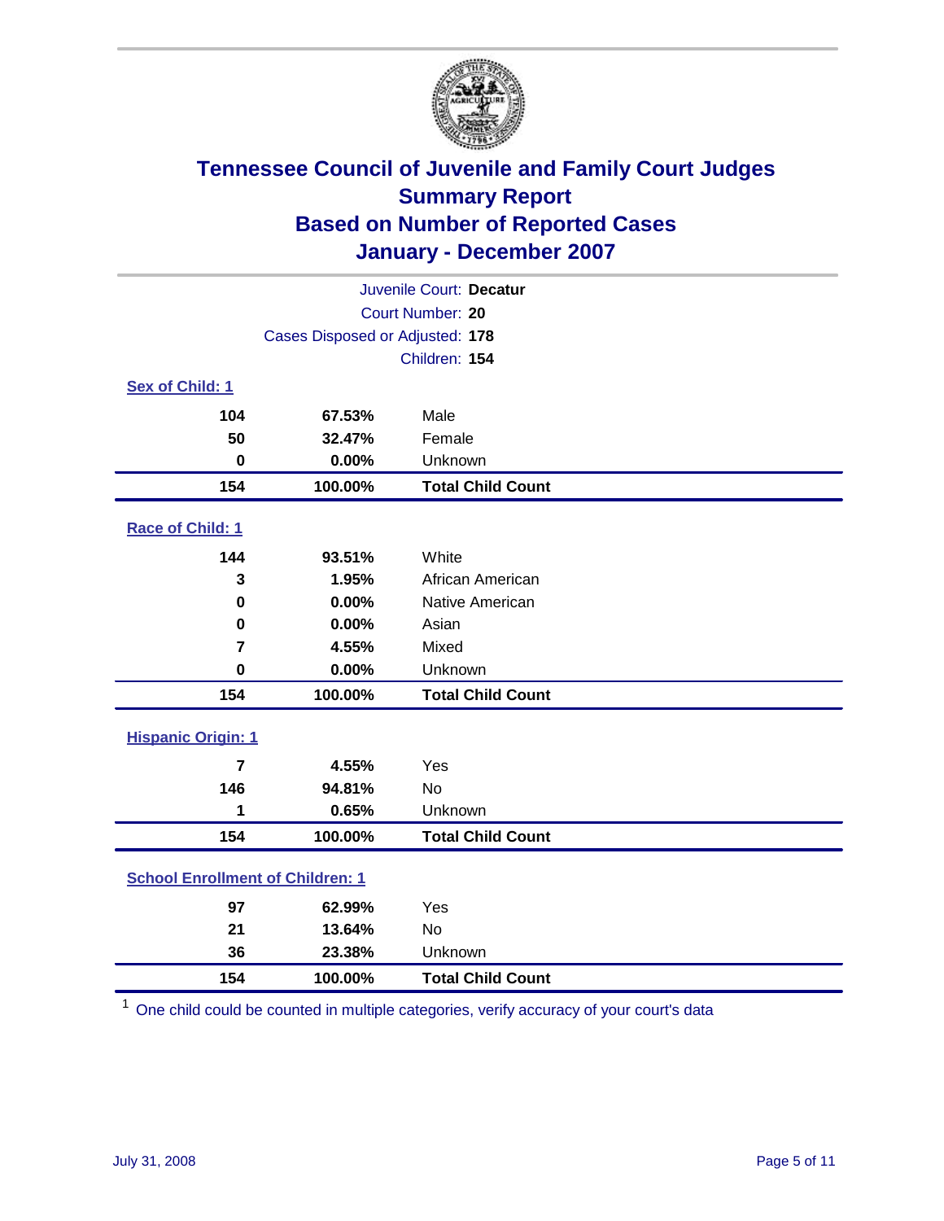# Tennessee Council of Juvenile and Family Court Judges
## Summary Report
## Based on Number of Reported Cases
## January - December 2007

Juvenile Court: **Decatur**

Court Number: **20**

Cases Disposed or Adjusted: **178**

Children: **154**

### Sex of Child: 1

| | | |
|---|---|---|
| 104 | 67.53% | Male |
| 50 | 32.47% | Female |
| 0 | 0.00% | Unknown |
| **154** | **100.00%** | **Total Child Count** |

### Race of Child: 1

| | | |
|---|---|---|
| 144 | 93.51% | White |
| 3 | 1.95% | African American |
| 0 | 0.00% | Native American |
| 0 | 0.00% | Asian |
| 7 | 4.55% | Mixed |
| 0 | 0.00% | Unknown |
| **154** | **100.00%** | **Total Child Count** |

### Hispanic Origin: 1

| | | |
|---|---|---|
| 7 | 4.55% | Yes |
| 146 | 94.81% | No |
| 1 | 0.65% | Unknown |
| **154** | **100.00%** | **Total Child Count** |

### School Enrollment of Children: 1

| | | |
|---|---|---|
| 97 | 62.99% | Yes |
| 21 | 13.64% | No |
| 36 | 23.38% | Unknown |
| **154** | **100.00%** | **Total Child Count** |

[1] One child could be counted in multiple categories, verify accuracy of your court's data

July 31, 2008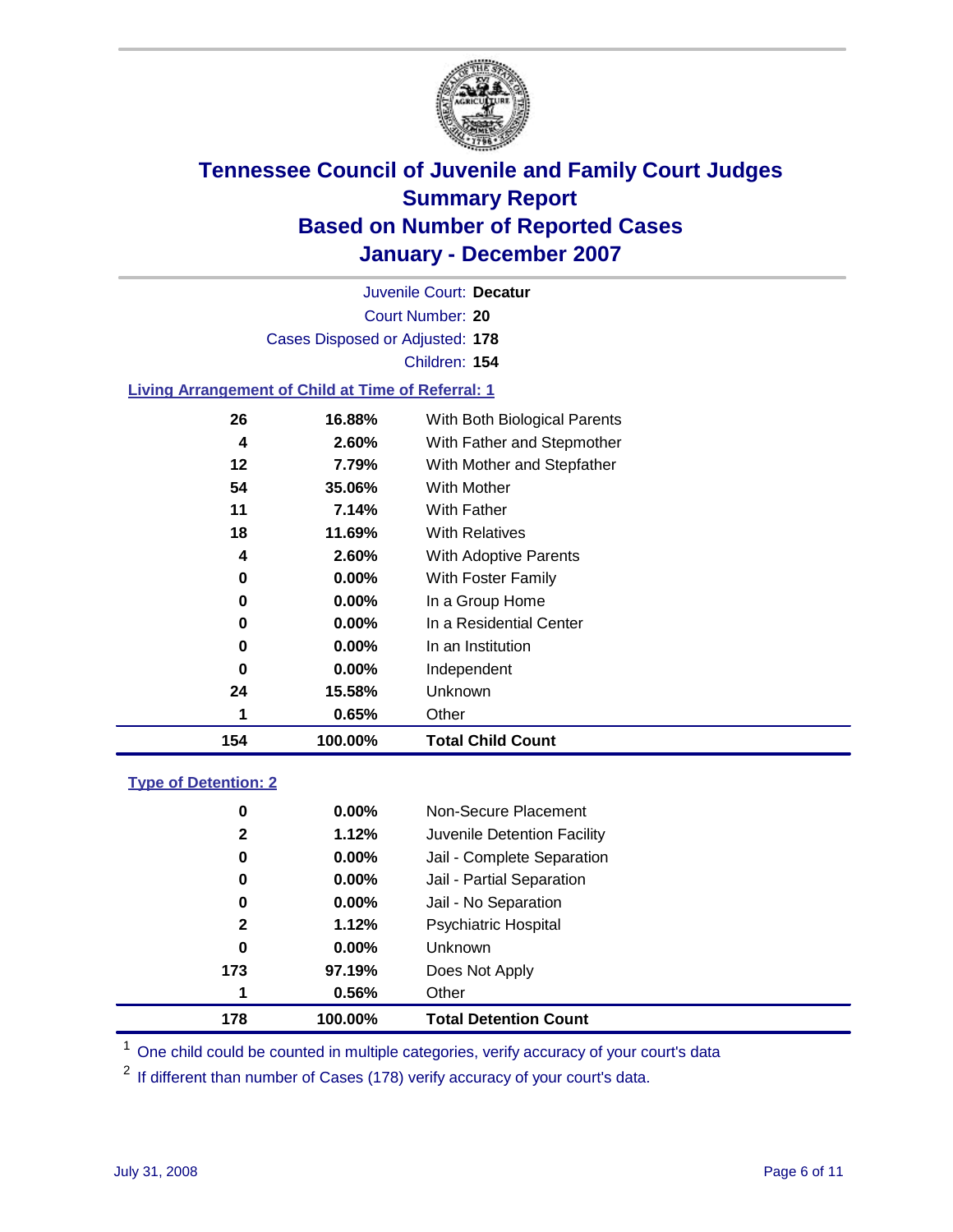# Tennessee Council of Juvenile and Family Court Judges
## Summary Report
## Based on Number of Reported Cases
## January - December 2007

Juvenile Court: **Decatur**

Court Number: **20**

Cases Disposed or Adjusted: **178**

Children: **154**

### Living Arrangement of Child at Time of Referral: 1

| Count | Percent | Category |
|---|---|---|
| 26 | 16.88% | With Both Biological Parents |
| 4 | 2.60% | With Father and Stepmother |
| 12 | 7.79% | With Mother and Stepfather |
| 54 | 35.06% | With Mother |
| 11 | 7.14% | With Father |
| 18 | 11.69% | With Relatives |
| 4 | 2.60% | With Adoptive Parents |
| 0 | 0.00% | With Foster Family |
| 0 | 0.00% | In a Group Home |
| 0 | 0.00% | In a Residential Center |
| 0 | 0.00% | In an Institution |
| 0 | 0.00% | Independent |
| 24 | 15.58% | Unknown |
| 1 | 0.65% | Other |
| **154** | **100.00%** | **Total Child Count** |

### Type of Detention: 2

| Count | Percent | Category |
|---|---|---|
| 0 | 0.00% | Non-Secure Placement |
| 2 | 1.12% | Juvenile Detention Facility |
| 0 | 0.00% | Jail - Complete Separation |
| 0 | 0.00% | Jail - Partial Separation |
| 0 | 0.00% | Jail - No Separation |
| 2 | 1.12% | Psychiatric Hospital |
| 0 | 0.00% | Unknown |
| 173 | 97.19% | Does Not Apply |
| 1 | 0.56% | Other |
| **178** | **100.00%** | **Total Detention Count** |

[1] One child could be counted in multiple categories, verify accuracy of your court's data

[2] If different than number of Cases (178) verify accuracy of your court's data.

July 31, 2008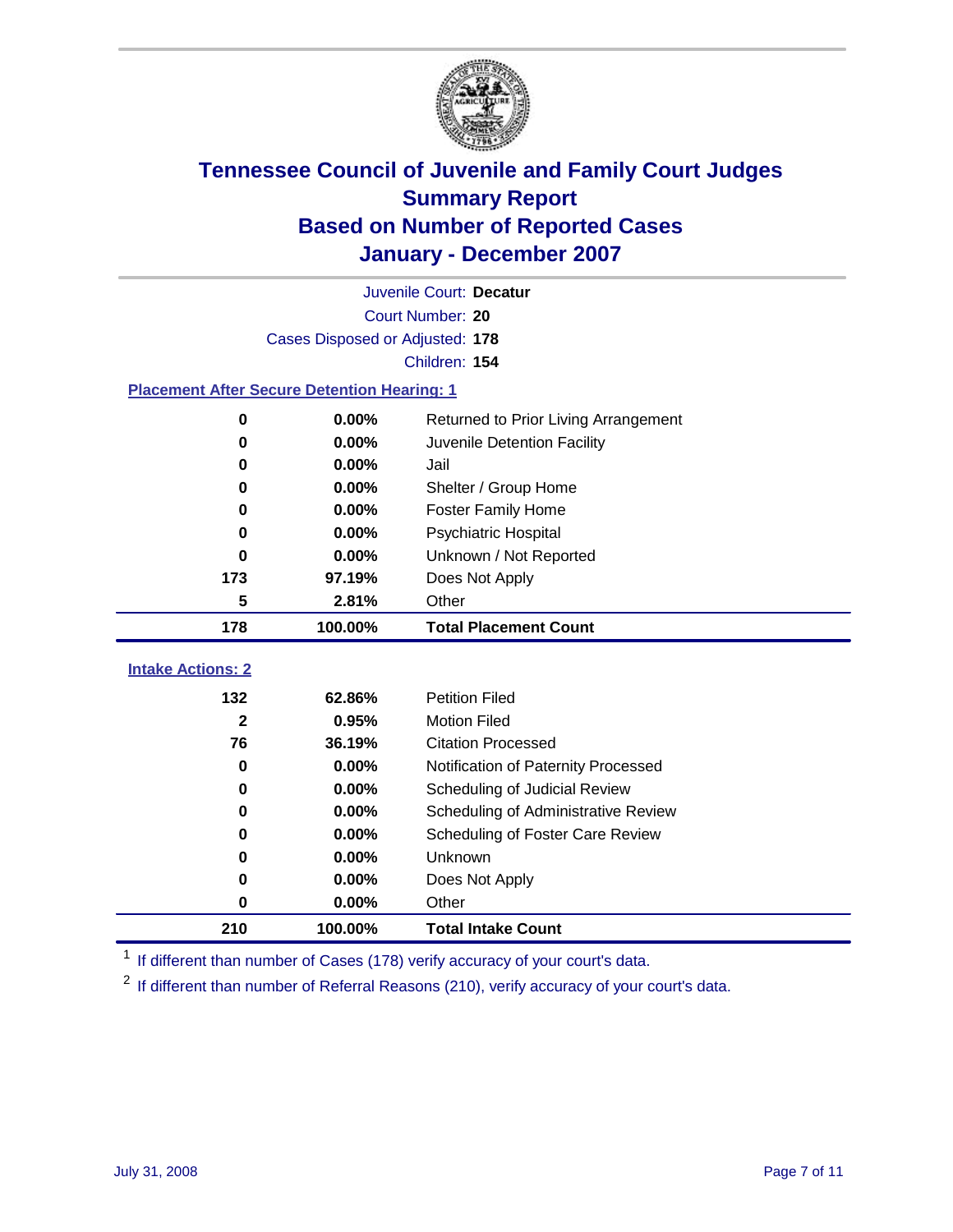# Tennessee Council of Juvenile and Family Court Judges
## Summary Report
## Based on Number of Reported Cases
## January - December 2007

Juvenile Court: **Decatur**
Court Number: **20**
Cases Disposed or Adjusted: **178**
Children: **154**

### Placement After Secure Detention Hearing: 1

| | | |
|---|---|---|
| 0 | 0.00% | Returned to Prior Living Arrangement |
| 0 | 0.00% | Juvenile Detention Facility |
| 0 | 0.00% | Jail |
| 0 | 0.00% | Shelter / Group Home |
| 0 | 0.00% | Foster Family Home |
| 0 | 0.00% | Psychiatric Hospital |
| 0 | 0.00% | Unknown / Not Reported |
| 173 | 97.19% | Does Not Apply |
| 5 | 2.81% | Other |
| **178** | **100.00%** | **Total Placement Count** |

### Intake Actions: 2

| | | |
|---|---|---|
| 132 | 62.86% | Petition Filed |
| 2 | 0.95% | Motion Filed |
| 76 | 36.19% | Citation Processed |
| 0 | 0.00% | Notification of Paternity Processed |
| 0 | 0.00% | Scheduling of Judicial Review |
| 0 | 0.00% | Scheduling of Administrative Review |
| 0 | 0.00% | Scheduling of Foster Care Review |
| 0 | 0.00% | Unknown |
| 0 | 0.00% | Does Not Apply |
| 0 | 0.00% | Other |
| **210** | **100.00%** | **Total Intake Count** |

[1] If different than number of Cases (178) verify accuracy of your court's data.

[2] If different than number of Referral Reasons (210), verify accuracy of your court's data.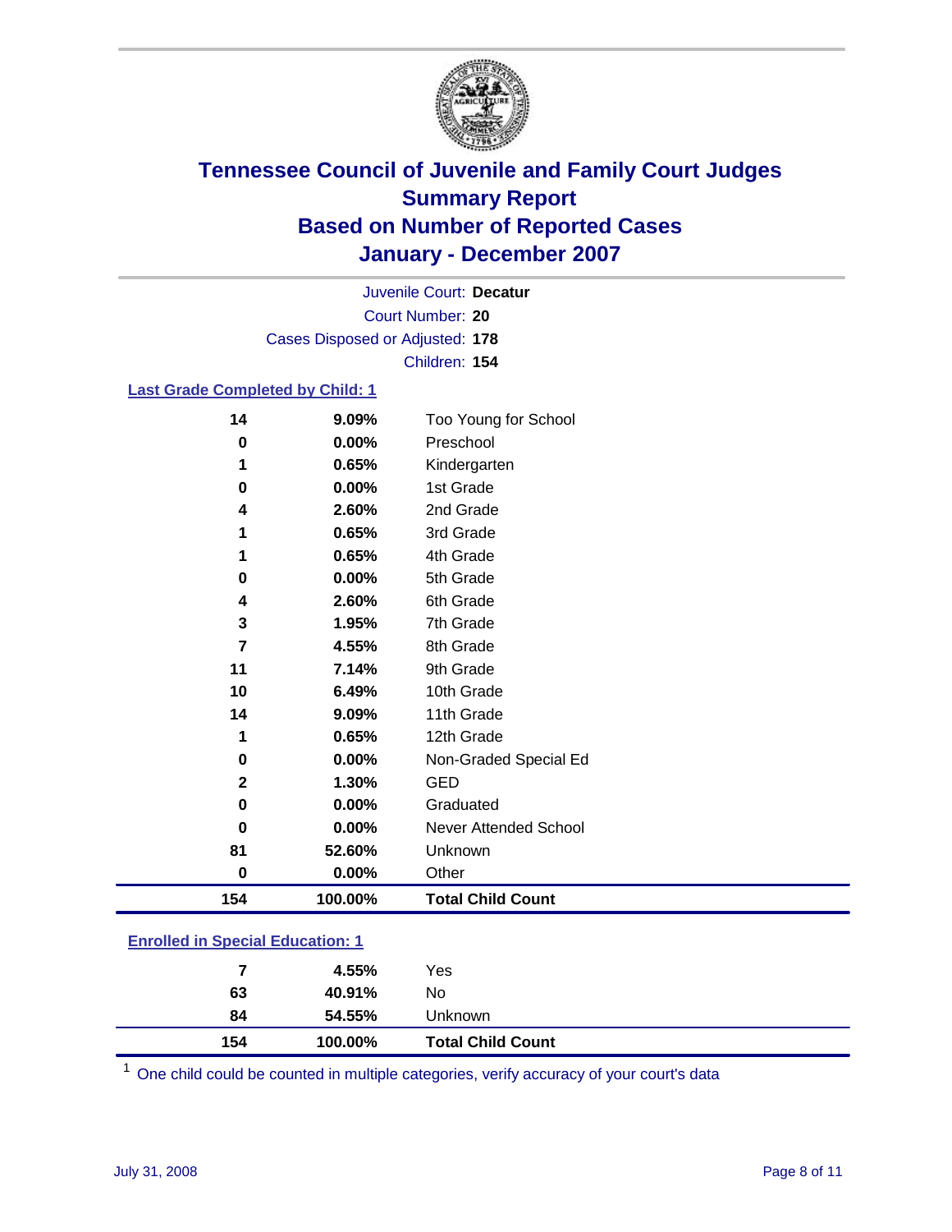# Tennessee Council of Juvenile and Family Court Judges
## Summary Report
## Based on Number of Reported Cases
## January - December 2007

Juvenile Court: **Decatur**
Court Number: **20**
Cases Disposed or Adjusted: **178**
Children: **154**

### Last Grade Completed by Child: 1

| Count | Percent | Category |
|---|---|---|
| 14 | 9.09% | Too Young for School |
| 0 | 0.00% | Preschool |
| 1 | 0.65% | Kindergarten |
| 0 | 0.00% | 1st Grade |
| 4 | 2.60% | 2nd Grade |
| 1 | 0.65% | 3rd Grade |
| 1 | 0.65% | 4th Grade |
| 0 | 0.00% | 5th Grade |
| 4 | 2.60% | 6th Grade |
| 3 | 1.95% | 7th Grade |
| 7 | 4.55% | 8th Grade |
| 11 | 7.14% | 9th Grade |
| 10 | 6.49% | 10th Grade |
| 14 | 9.09% | 11th Grade |
| 1 | 0.65% | 12th Grade |
| 0 | 0.00% | Non-Graded Special Ed |
| 2 | 1.30% | GED |
| 0 | 0.00% | Graduated |
| 0 | 0.00% | Never Attended School |
| 81 | 52.60% | Unknown |
| 0 | 0.00% | Other |
| **154** | **100.00%** | **Total Child Count** |

### Enrolled in Special Education: 1

| Count | Percent | Category |
|---|---|---|
| 7 | 4.55% | Yes |
| 63 | 40.91% | No |
| 84 | 54.55% | Unknown |
| **154** | **100.00%** | **Total Child Count** |

[1] One child could be counted in multiple categories, verify accuracy of your court's data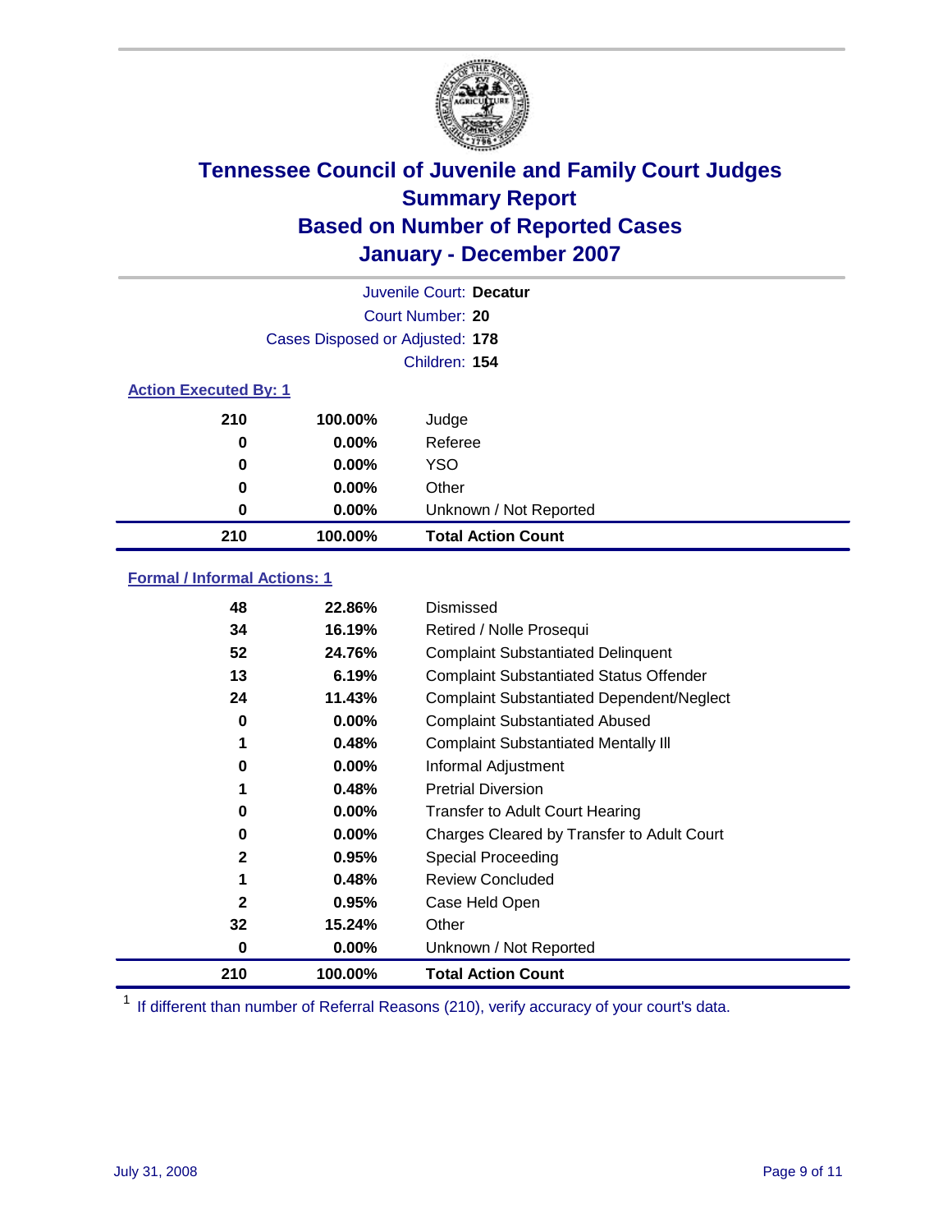# Tennessee Council of Juvenile and Family Court Judges
## Summary Report
## Based on Number of Reported Cases
## January - December 2007

Juvenile Court: **Decatur**
Court Number: **20**
Cases Disposed or Adjusted: **178**
Children: **154**

### Action Executed By: 1

| | | |
|---|---|---|
| 210 | 100.00% | Judge |
| 0 | 0.00% | Referee |
| 0 | 0.00% | YSO |
| 0 | 0.00% | Other |
| 0 | 0.00% | Unknown / Not Reported |
| **210** | **100.00%** | **Total Action Count** |

### Formal / Informal Actions: 1

| | | |
|---|---|---|
| 48 | 22.86% | Dismissed |
| 34 | 16.19% | Retired / Nolle Prosequi |
| 52 | 24.76% | Complaint Substantiated Delinquent |
| 13 | 6.19% | Complaint Substantiated Status Offender |
| 24 | 11.43% | Complaint Substantiated Dependent/Neglect |
| 0 | 0.00% | Complaint Substantiated Abused |
| 1 | 0.48% | Complaint Substantiated Mentally Ill |
| 0 | 0.00% | Informal Adjustment |
| 1 | 0.48% | Pretrial Diversion |
| 0 | 0.00% | Transfer to Adult Court Hearing |
| 0 | 0.00% | Charges Cleared by Transfer to Adult Court |
| 2 | 0.95% | Special Proceeding |
| 1 | 0.48% | Review Concluded |
| 2 | 0.95% | Case Held Open |
| 32 | 15.24% | Other |
| 0 | 0.00% | Unknown / Not Reported |
| **210** | **100.00%** | **Total Action Count** |

[1] If different than number of Referral Reasons (210), verify accuracy of your court's data.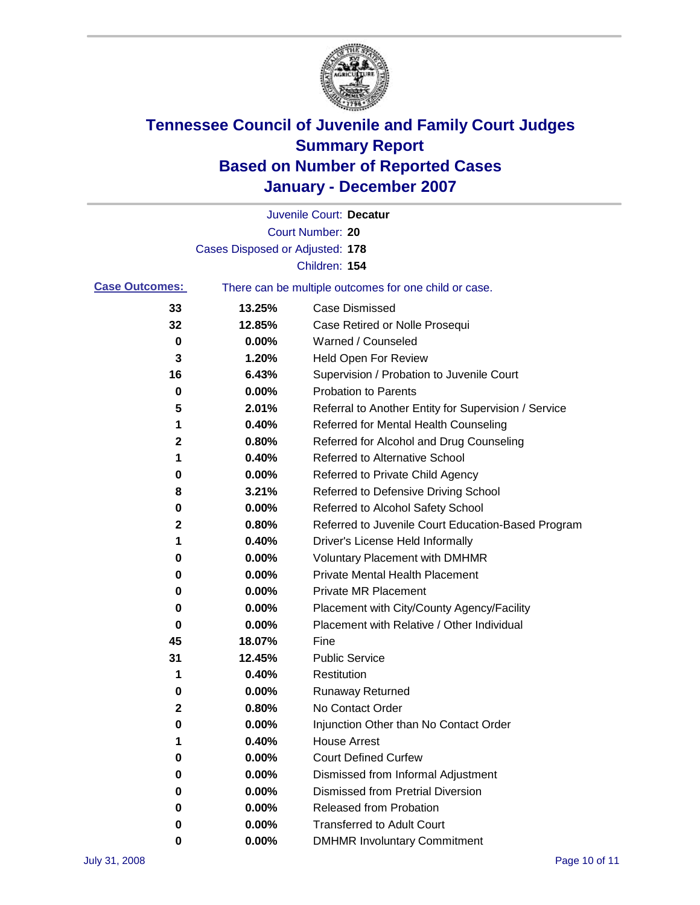# Tennessee Council of Juvenile and Family Court Judges
## Summary Report
## Based on Number of Reported Cases
## January - December 2007

Juvenile Court: **Decatur**

Court Number: **20**

Cases Disposed or Adjusted: **178**

Children: **154**

**Case Outcomes:** There can be multiple outcomes for one child or case.

| | | |
|---|---|---|
| 33 | 13.25% | Case Dismissed |
| 32 | 12.85% | Case Retired or Nolle Prosequi |
| 0 | 0.00% | Warned / Counseled |
| 3 | 1.20% | Held Open For Review |
| 16 | 6.43% | Supervision / Probation to Juvenile Court |
| 0 | 0.00% | Probation to Parents |
| 5 | 2.01% | Referral to Another Entity for Supervision / Service |
| 1 | 0.40% | Referred for Mental Health Counseling |
| 2 | 0.80% | Referred for Alcohol and Drug Counseling |
| 1 | 0.40% | Referred to Alternative School |
| 0 | 0.00% | Referred to Private Child Agency |
| 8 | 3.21% | Referred to Defensive Driving School |
| 0 | 0.00% | Referred to Alcohol Safety School |
| 2 | 0.80% | Referred to Juvenile Court Education-Based Program |
| 1 | 0.40% | Driver's License Held Informally |
| 0 | 0.00% | Voluntary Placement with DMHMR |
| 0 | 0.00% | Private Mental Health Placement |
| 0 | 0.00% | Private MR Placement |
| 0 | 0.00% | Placement with City/County Agency/Facility |
| 0 | 0.00% | Placement with Relative / Other Individual |
| 45 | 18.07% | Fine |
| 31 | 12.45% | Public Service |
| 1 | 0.40% | Restitution |
| 0 | 0.00% | Runaway Returned |
| 2 | 0.80% | No Contact Order |
| 0 | 0.00% | Injunction Other than No Contact Order |
| 1 | 0.40% | House Arrest |
| 0 | 0.00% | Court Defined Curfew |
| 0 | 0.00% | Dismissed from Informal Adjustment |
| 0 | 0.00% | Dismissed from Pretrial Diversion |
| 0 | 0.00% | Released from Probation |
| 0 | 0.00% | Transferred to Adult Court |
| 0 | 0.00% | DMHMR Involuntary Commitment |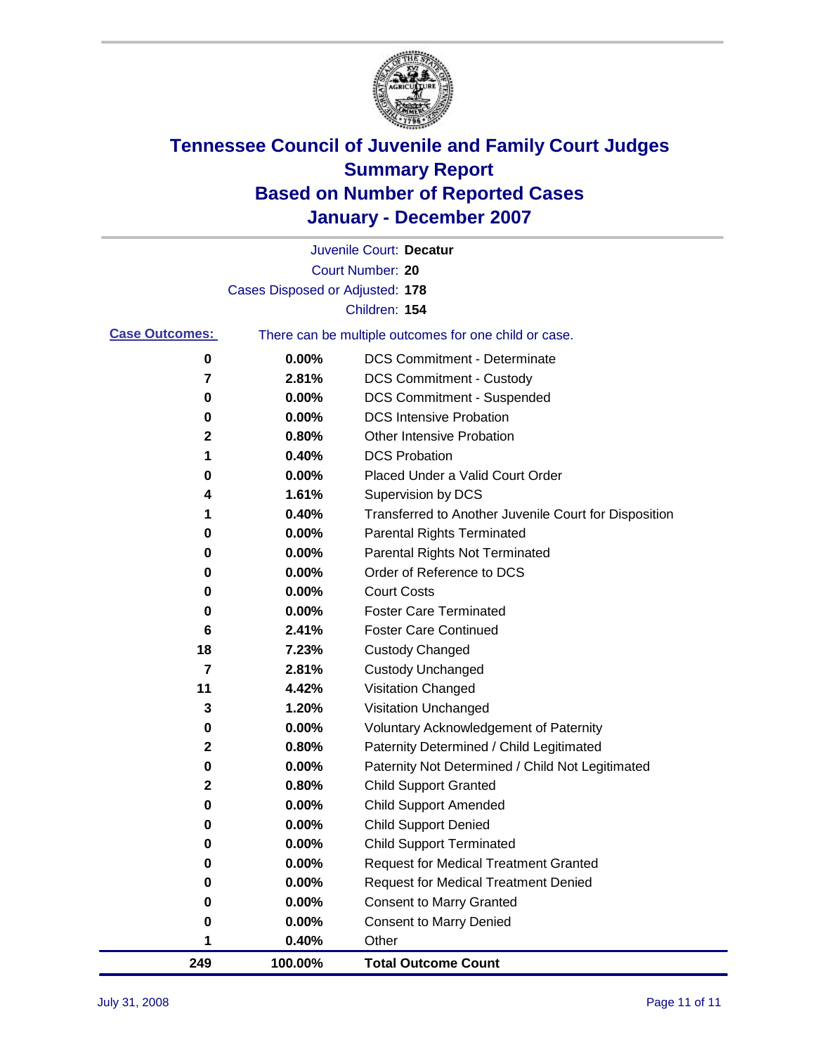# Tennessee Council of Juvenile and Family Court Judges
## Summary Report
## Based on Number of Reported Cases
## January - December 2007

Juvenile Court: **Decatur**

Court Number: **20**

Cases Disposed or Adjusted: **178**

Children: **154**

**Case Outcomes:** There can be multiple outcomes for one child or case.

| | | |
|---|---|---|
| 0 | 0.00% | DCS Commitment - Determinate |
| 7 | 2.81% | DCS Commitment - Custody |
| 0 | 0.00% | DCS Commitment - Suspended |
| 0 | 0.00% | DCS Intensive Probation |
| 2 | 0.80% | Other Intensive Probation |
| 1 | 0.40% | DCS Probation |
| 0 | 0.00% | Placed Under a Valid Court Order |
| 4 | 1.61% | Supervision by DCS |
| 1 | 0.40% | Transferred to Another Juvenile Court for Disposition |
| 0 | 0.00% | Parental Rights Terminated |
| 0 | 0.00% | Parental Rights Not Terminated |
| 0 | 0.00% | Order of Reference to DCS |
| 0 | 0.00% | Court Costs |
| 0 | 0.00% | Foster Care Terminated |
| 6 | 2.41% | Foster Care Continued |
| 18 | 7.23% | Custody Changed |
| 7 | 2.81% | Custody Unchanged |
| 11 | 4.42% | Visitation Changed |
| 3 | 1.20% | Visitation Unchanged |
| 0 | 0.00% | Voluntary Acknowledgement of Paternity |
| 2 | 0.80% | Paternity Determined / Child Legitimated |
| 0 | 0.00% | Paternity Not Determined / Child Not Legitimated |
| 2 | 0.80% | Child Support Granted |
| 0 | 0.00% | Child Support Amended |
| 0 | 0.00% | Child Support Denied |
| 0 | 0.00% | Child Support Terminated |
| 0 | 0.00% | Request for Medical Treatment Granted |
| 0 | 0.00% | Request for Medical Treatment Denied |
| 0 | 0.00% | Consent to Marry Granted |
| 0 | 0.00% | Consent to Marry Denied |
| 1 | 0.40% | Other |
| **249** | **100.00%** | **Total Outcome Count** |